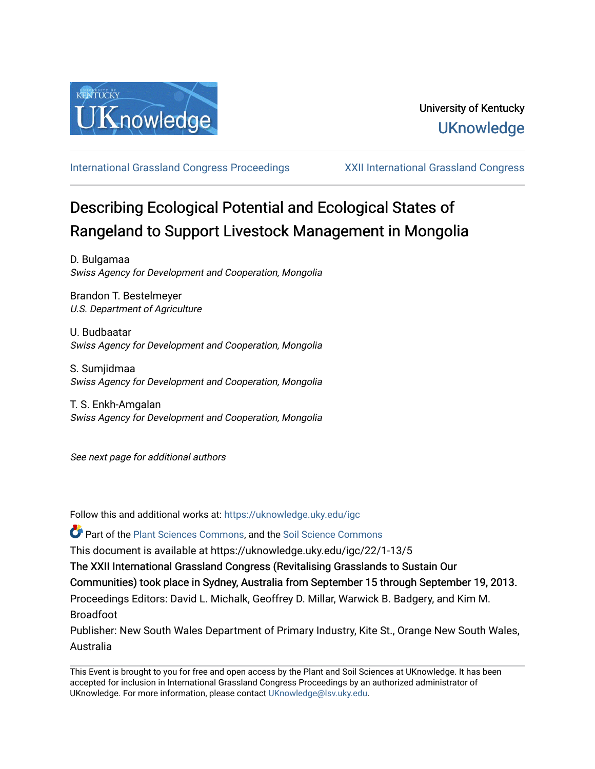University of Kentucky

UKnowledge

International Grassland Congress Proceedings | XXII International Grassland Congress

# Describing Ecological Potential and Ecological States of Rangeland to Support Livestock Management in Mongolia

D. Bulgamaa
*Swiss Agency for Development and Cooperation, Mongolia*

Brandon T. Bestelmeyer
*U.S. Department of Agriculture*

U. Budbaatar
*Swiss Agency for Development and Cooperation, Mongolia*

S. Sumjidmaa
*Swiss Agency for Development and Cooperation, Mongolia*

T. S. Enkh-Amgalan
*Swiss Agency for Development and Cooperation, Mongolia*

*See next page for additional authors*

Follow this and additional works at: https://uknowledge.uky.edu/igc

Part of the Plant Sciences Commons, and the Soil Science Commons

This document is available at https://uknowledge.uky.edu/igc/22/1-13/5

The XXII International Grassland Congress (Revitalising Grasslands to Sustain Our Communities) took place in Sydney, Australia from September 15 through September 19, 2013.

Proceedings Editors: David L. Michalk, Geoffrey D. Millar, Warwick B. Badgery, and Kim M. Broadfoot

Publisher: New South Wales Department of Primary Industry, Kite St., Orange New South Wales, Australia

This Event is brought to you for free and open access by the Plant and Soil Sciences at UKnowledge. It has been accepted for inclusion in International Grassland Congress Proceedings by an authorized administrator of UKnowledge. For more information, please contact UKnowledge@lsv.uky.edu.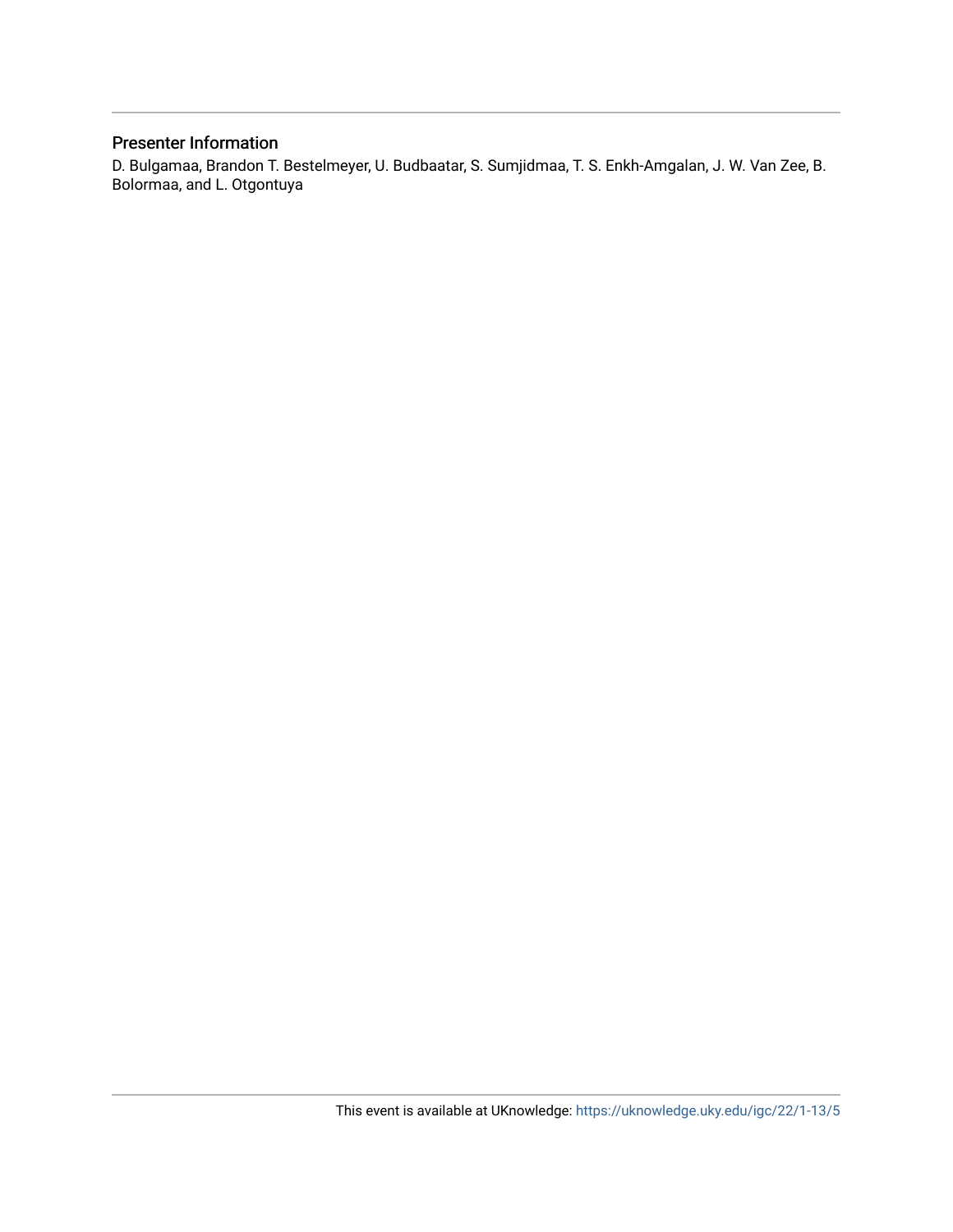## Presenter Information

D. Bulgamaa, Brandon T. Bestelmeyer, U. Budbaatar, S. Sumjidmaa, T. S. Enkh-Amgalan, J. W. Van Zee, B. Bolormaa, and L. Otgontuya

This event is available at UKnowledge: https://uknowledge.uky.edu/igc/22/1-13/5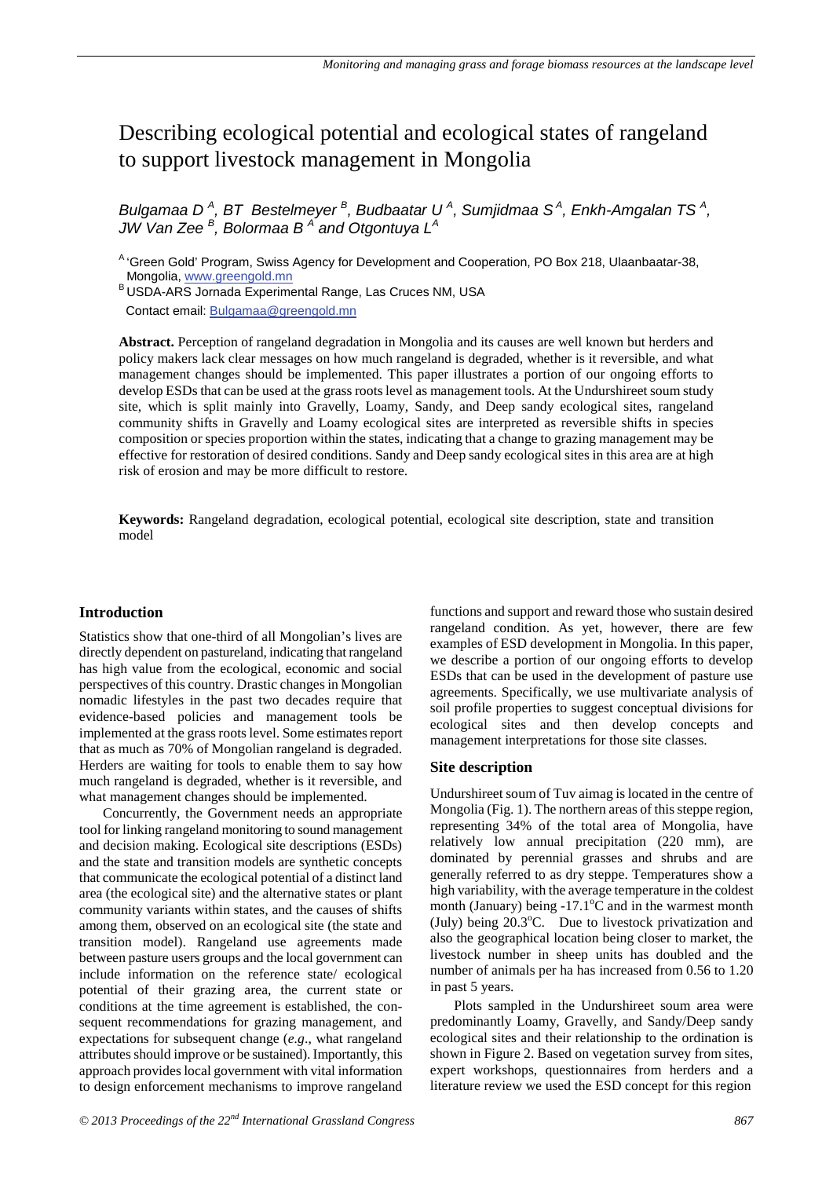// Describing ecological potential and ecological states of rangeland to support livestock management in Mongolia

*Bulgamaa D* [A]*, BT Bestelmeyer* [B]*, Budbaatar U* [A]*, Sumjidmaa S* [A]*, Enkh-Amgalan TS* [A]*, JW Van Zee* [B]*, Bolormaa B* [A] *and Otgontuya L* [A]

[A] 'Green Gold' Program, Swiss Agency for Development and Cooperation, PO Box 218, Ulaanbaatar-38, Mongolia, www.greengold.mn

[B] USDA-ARS Jornada Experimental Range, Las Cruces NM, USA

Contact email: Bulgamaa@greengold.mn

**Abstract.** Perception of rangeland degradation in Mongolia and its causes are well known but herders and policy makers lack clear messages on how much rangeland is degraded, whether is it reversible, and what management changes should be implemented. This paper illustrates a portion of our ongoing efforts to develop ESDs that can be used at the grass roots level as management tools. At the Undurshireet soum study site, which is split mainly into Gravelly, Loamy, Sandy, and Deep sandy ecological sites, rangeland community shifts in Gravelly and Loamy ecological sites are interpreted as reversible shifts in species composition or species proportion within the states, indicating that a change to grazing management may be effective for restoration of desired conditions. Sandy and Deep sandy ecological sites in this area are at high risk of erosion and may be more difficult to restore.

**Keywords:** Rangeland degradation, ecological potential, ecological site description, state and transition model

## Introduction

Statistics show that one-third of all Mongolian's lives are directly dependent on pastureland, indicating that rangeland has high value from the ecological, economic and social perspectives of this country. Drastic changes in Mongolian nomadic lifestyles in the past two decades require that evidence-based policies and management tools be implemented at the grass roots level. Some estimates report that as much as 70% of Mongolian rangeland is degraded. Herders are waiting for tools to enable them to say how much rangeland is degraded, whether is it reversible, and what management changes should be implemented.

Concurrently, the Government needs an appropriate tool for linking rangeland monitoring to sound management and decision making. Ecological site descriptions (ESDs) and the state and transition models are synthetic concepts that communicate the ecological potential of a distinct land area (the ecological site) and the alternative states or plant community variants within states, and the causes of shifts among them, observed on an ecological site (the state and transition model). Rangeland use agreements made between pasture users groups and the local government can include information on the reference state/ ecological potential of their grazing area, the current state or conditions at the time agreement is established, the consequent recommendations for grazing management, and expectations for subsequent change (*e.g*., what rangeland attributes should improve or be sustained). Importantly, this approach provides local government with vital information to design enforcement mechanisms to improve rangeland functions and support and reward those who sustain desired rangeland condition. As yet, however, there are few examples of ESD development in Mongolia. In this paper, we describe a portion of our ongoing efforts to develop ESDs that can be used in the development of pasture use agreements. Specifically, we use multivariate analysis of soil profile properties to suggest conceptual divisions for ecological sites and then develop concepts and management interpretations for those site classes.

## Site description

Undurshireet soum of Tuv aimag is located in the centre of Mongolia (Fig. 1). The northern areas of this steppe region, representing 34% of the total area of Mongolia, have relatively low annual precipitation (220 mm), are dominated by perennial grasses and shrubs and are generally referred to as dry steppe. Temperatures show a high variability, with the average temperature in the coldest month (January) being -17.1°C and in the warmest month (July) being 20.3°C. Due to livestock privatization and also the geographical location being closer to market, the livestock number in sheep units has doubled and the number of animals per ha has increased from 0.56 to 1.20 in past 5 years.

Plots sampled in the Undurshireet soum area were predominantly Loamy, Gravelly, and Sandy/Deep sandy ecological sites and their relationship to the ordination is shown in Figure 2. Based on vegetation survey from sites, expert workshops, questionnaires from herders and a literature review we used the ESD concept for this region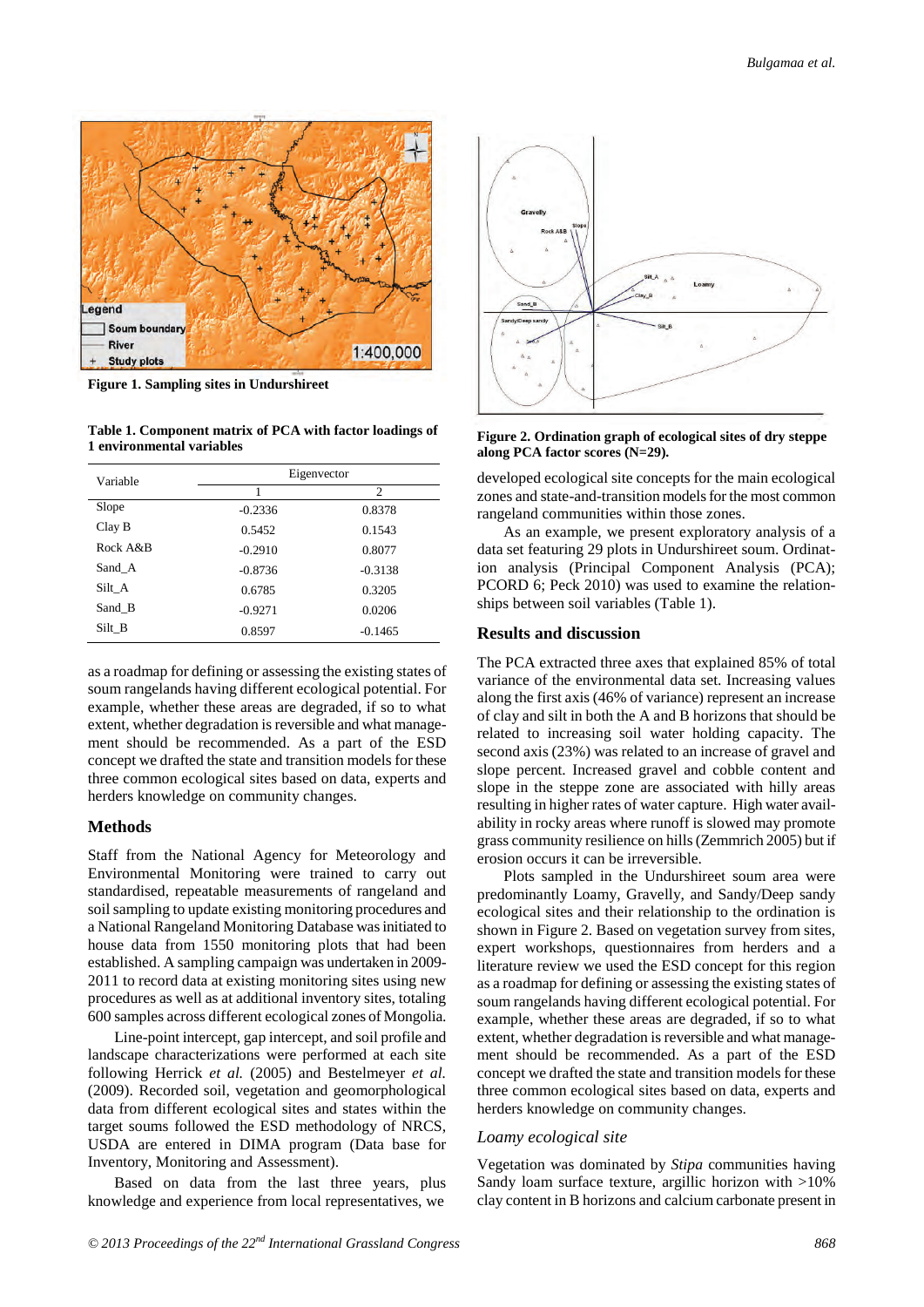**Figure 1. Sampling sites in Undurshireet**

**Table 1. Component matrix of PCA with factor loadings of 1 environmental variables**

| Variable | Eigenvector | |
|---|---|---|
| | 1 | 2 |
| Slope | -0.2336 | 0.8378 |
| Clay B | 0.5452 | 0.1543 |
| Rock A&B | -0.2910 | 0.8077 |
| Sand_A | -0.8736 | -0.3138 |
| Silt_A | 0.6785 | 0.3205 |
| Sand_B | -0.9271 | 0.0206 |
| Silt_B | 0.8597 | -0.1465 |

as a roadmap for defining or assessing the existing states of soum rangelands having different ecological potential. For example, whether these areas are degraded, if so to what extent, whether degradation is reversible and what management should be recommended. As a part of the ESD concept we drafted the state and transition models for these three common ecological sites based on data, experts and herders knowledge on community changes.

## Methods

Staff from the National Agency for Meteorology and Environmental Monitoring were trained to carry out standardised, repeatable measurements of rangeland and soil sampling to update existing monitoring procedures and a National Rangeland Monitoring Database was initiated to house data from 1550 monitoring plots that had been established. A sampling campaign was undertaken in 2009-2011 to record data at existing monitoring sites using new procedures as well as at additional inventory sites, totaling 600 samples across different ecological zones of Mongolia.

Line-point intercept, gap intercept, and soil profile and landscape characterizations were performed at each site following Herrick *et al.* (2005) and Bestelmeyer *et al.* (2009). Recorded soil, vegetation and geomorphological data from different ecological sites and states within the target soums followed the ESD methodology of NRCS, USDA are entered in DIMA program (Data base for Inventory, Monitoring and Assessment).

Based on data from the last three years, plus knowledge and experience from local representatives, we developed ecological site concepts for the main ecological zones and state-and-transition models for the most common rangeland communities within those zones.

As an example, we present exploratory analysis of a data set featuring 29 plots in Undurshireet soum. Ordination analysis (Principal Component Analysis (PCA); PCORD 6; Peck 2010) was used to examine the relationships between soil variables (Table 1).

**Figure 2. Ordination graph of ecological sites of dry steppe along PCA factor scores (N=29).**

## Results and discussion

The PCA extracted three axes that explained 85% of total variance of the environmental data set. Increasing values along the first axis (46% of variance) represent an increase of clay and silt in both the A and B horizons that should be related to increasing soil water holding capacity. The second axis (23%) was related to an increase of gravel and slope percent. Increased gravel and cobble content and slope in the steppe zone are associated with hilly areas resulting in higher rates of water capture. High water availability in rocky areas where runoff is slowed may promote grass community resilience on hills (Zemmrich 2005) but if erosion occurs it can be irreversible.

Plots sampled in the Undurshireet soum area were predominantly Loamy, Gravelly, and Sandy/Deep sandy ecological sites and their relationship to the ordination is shown in Figure 2. Based on vegetation survey from sites, expert workshops, questionnaires from herders and a literature review we used the ESD concept for this region as a roadmap for defining or assessing the existing states of soum rangelands having different ecological potential. For example, whether these areas are degraded, if so to what extent, whether degradation is reversible and what management should be recommended. As a part of the ESD concept we drafted the state and transition models for these three common ecological sites based on data, experts and herders knowledge on community changes.

### *Loamy ecological site*

Vegetation was dominated by *Stipa* communities having Sandy loam surface texture, argillic horizon with >10% clay content in B horizons and calcium carbonate present in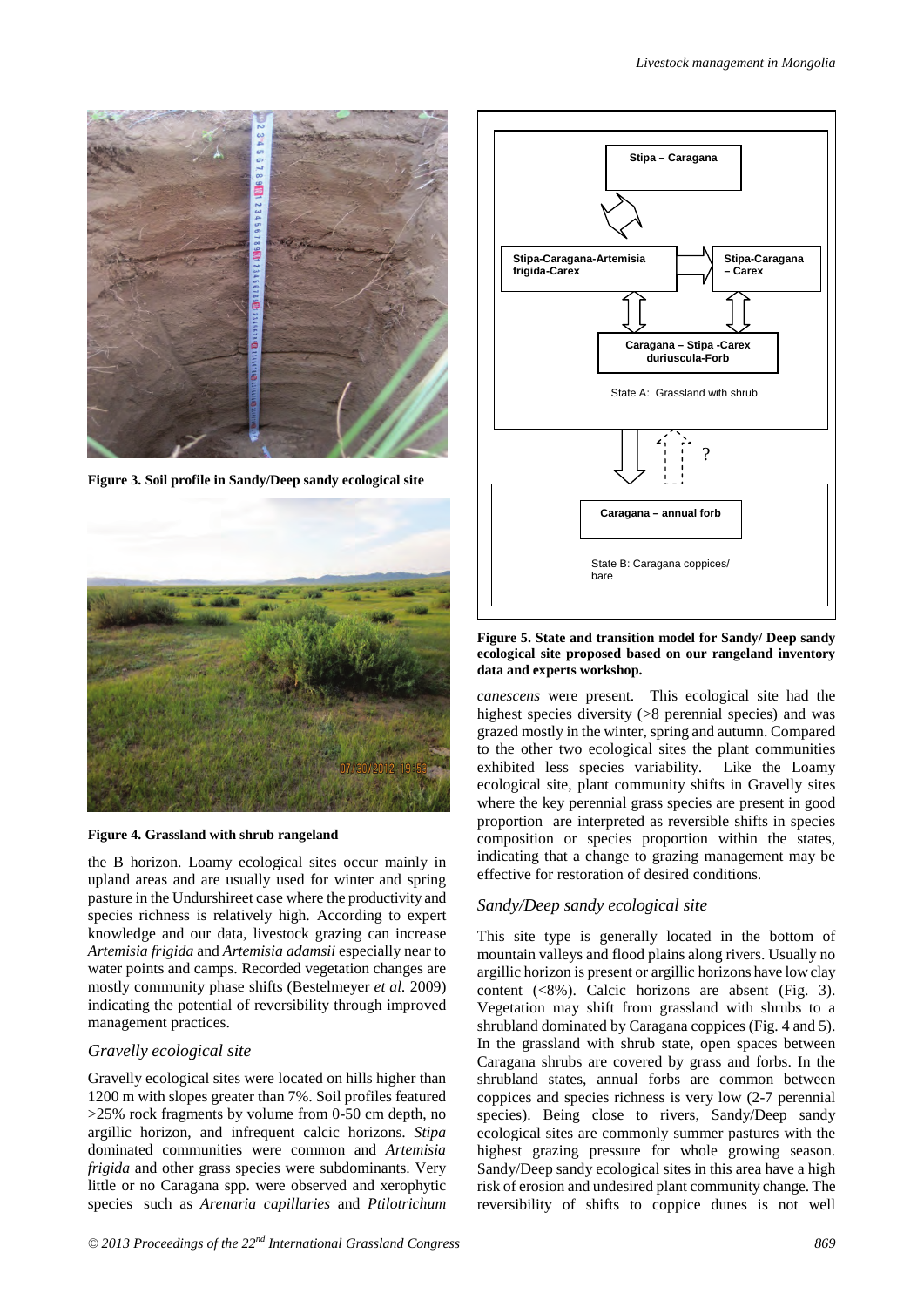Figure 3. Soil profile in Sandy/Deep sandy ecological site

Figure 4. Grassland with shrub rangeland

the B horizon. Loamy ecological sites occur mainly in upland areas and are usually used for winter and spring pasture in the Undurshireet case where the productivity and species richness is relatively high. According to expert knowledge and our data, livestock grazing can increase *Artemisia frigida* and *Artemisia adamsii* especially near to water points and camps. Recorded vegetation changes are mostly community phase shifts (Bestelmeyer *et al.* 2009) indicating the potential of reversibility through improved management practices.

### *Gravelly ecological site*

Gravelly ecological sites were located on hills higher than 1200 m with slopes greater than 7%. Soil profiles featured >25% rock fragments by volume from 0-50 cm depth, no argillic horizon, and infrequent calcic horizons. *Stipa* dominated communities were common and *Artemisia frigida* and other grass species were subdominants. Very little or no Caragana spp. were observed and xerophytic species such as *Arenaria capillaries* and *Ptilotrichum*

Stipa – Caragana

Stipa-Caragana-Artemisia frigida-Carex

Stipa-Caragana – Carex

Caragana – Stipa -Carex duriuscula-Forb

State A: Grassland with shrub

?

Caragana – annual forb

State B: Caragana coppices/ bare

**Figure 5. State and transition model for Sandy/ Deep sandy ecological site proposed based on our rangeland inventory data and experts workshop.**

*canescens* were present. This ecological site had the highest species diversity (>8 perennial species) and was grazed mostly in the winter, spring and autumn. Compared to the other two ecological sites the plant communities exhibited less species variability. Like the Loamy ecological site, plant community shifts in Gravelly sites where the key perennial grass species are present in good proportion are interpreted as reversible shifts in species composition or species proportion within the states, indicating that a change to grazing management may be effective for restoration of desired conditions.

### *Sandy/Deep sandy ecological site*

This site type is generally located in the bottom of mountain valleys and flood plains along rivers. Usually no argillic horizon is present or argillic horizons have low clay content (<8%). Calcic horizons are absent (Fig. 3). Vegetation may shift from grassland with shrubs to a shrubland dominated by Caragana coppices (Fig. 4 and 5). In the grassland with shrub state, open spaces between Caragana shrubs are covered by grass and forbs. In the shrubland states, annual forbs are common between coppices and species richness is very low (2-7 perennial species). Being close to rivers, Sandy/Deep sandy ecological sites are commonly summer pastures with the highest grazing pressure for whole growing season. Sandy/Deep sandy ecological sites in this area have a high risk of erosion and undesired plant community change. The reversibility of shifts to coppice dunes is not well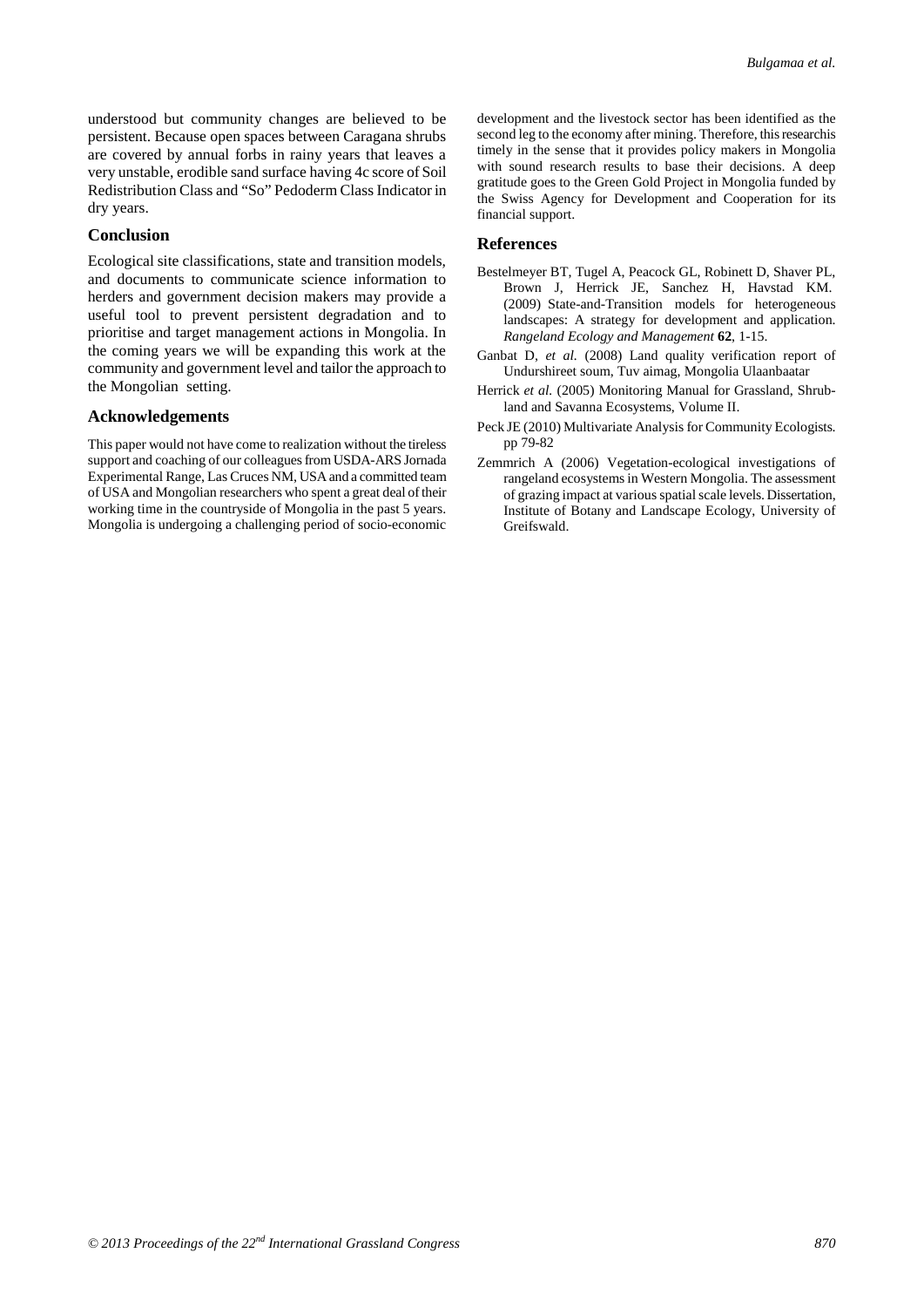understood but community changes are believed to be persistent. Because open spaces between Caragana shrubs are covered by annual forbs in rainy years that leaves a very unstable, erodible sand surface having 4c score of Soil Redistribution Class and "So" Pedoderm Class Indicator in dry years.

## Conclusion

Ecological site classifications, state and transition models, and documents to communicate science information to herders and government decision makers may provide a useful tool to prevent persistent degradation and to prioritise and target management actions in Mongolia. In the coming years we will be expanding this work at the community and government level and tailor the approach to the Mongolian setting.

## Acknowledgements

This paper would not have come to realization without the tireless support and coaching of our colleagues from USDA-ARS Jornada Experimental Range, Las Cruces NM, USA and a committed team of USA and Mongolian researchers who spent a great deal of their working time in the countryside of Mongolia in the past 5 years. Mongolia is undergoing a challenging period of socio-economic development and the livestock sector has been identified as the second leg to the economy after mining. Therefore, this researchis timely in the sense that it provides policy makers in Mongolia with sound research results to base their decisions. A deep gratitude goes to the Green Gold Project in Mongolia funded by the Swiss Agency for Development and Cooperation for its financial support.

## References

Bestelmeyer BT, Tugel A, Peacock GL, Robinett D, Shaver PL, Brown J, Herrick JE, Sanchez H, Havstad KM. (2009) State-and-Transition models for heterogeneous landscapes: A strategy for development and application. *Rangeland Ecology and Management* **62**, 1-15.

Ganbat D, *et al.* (2008) Land quality verification report of Undurshireet soum, Tuv aimag, Mongolia Ulaanbaatar

Herrick *et al.* (2005) Monitoring Manual for Grassland, Shrubland and Savanna Ecosystems, Volume II.

Peck JE (2010) Multivariate Analysis for Community Ecologists. pp 79-82

Zemmrich A (2006) Vegetation-ecological investigations of rangeland ecosystems in Western Mongolia. The assessment of grazing impact at various spatial scale levels. Dissertation, Institute of Botany and Landscape Ecology, University of Greifswald.